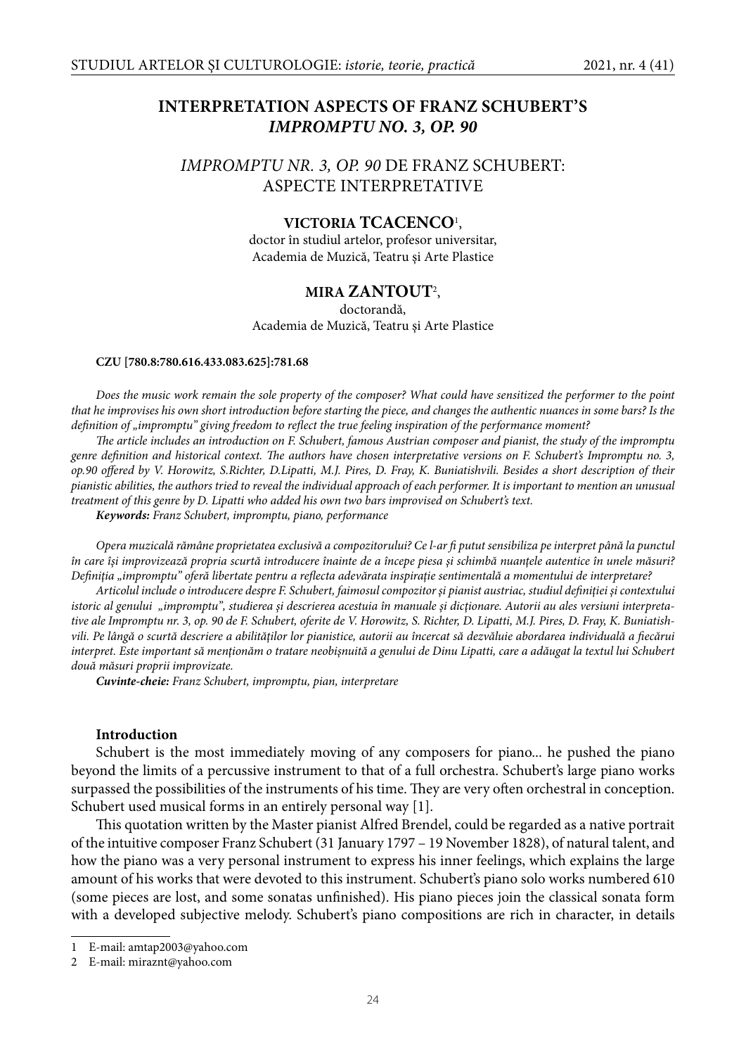# INTERPRETATION ASPECTS OF FRANZ SCHUBERT'S *IMPROMPTU NO. 3, OP. 90*

## *IMPROMPTU NR. 3, OP. 90* DE FRANZ SCHUBERT: ASPECTE INTERPRETATIVE

**VICTORIA TCACENCO**[1],
doctor în studiul artelor, profesor universitar,
Academia de Muzică, Teatru și Arte Plastice

**MIRA ZANTOUT**[2],
doctorandă,
Academia de Muzică, Teatru și Arte Plastice

**CZU [780.8:780.616.433.083.625]:781.68**

*Does the music work remain the sole property of the composer? What could have sensitized the performer to the point that he improvises his own short introduction before starting the piece, and changes the authentic nuances in some bars? Is the definition of „impromptu" giving freedom to reflect the true feeling inspiration of the performance moment?*

*The article includes an introduction on F. Schubert, famous Austrian composer and pianist, the study of the impromptu genre definition and historical context. The authors have chosen interpretative versions on F. Schubert's Impromptu no. 3, op.90 offered by V. Horowitz, S.Richter, D.Lipatti, M.J. Pires, D. Fray, K. Buniatishvili. Besides a short description of their pianistic abilities, the authors tried to reveal the individual approach of each performer. It is important to mention an unusual treatment of this genre by D. Lipatti who added his own two bars improvised on Schubert's text.*

***Keywords:*** *Franz Schubert, impromptu, piano, performance*

*Opera muzicală rămâne proprietatea exclusivă a compozitorului? Ce l-ar fi putut sensibiliza pe interpret până la punctul în care își improvizează propria scurtă introducere înainte de a începe piesa și schimbă nuanțele autentice în unele măsuri? Definiția „impromptu" oferă libertate pentru a reflecta adevărata inspirație sentimentală a momentului de interpretare?*

*Articolul include o introducere despre F. Schubert, faimosul compozitor și pianist austriac, studiul definiției și contextului istoric al genului „impromptu", studierea și descrierea acestuia în manuale și dicționare. Autorii au ales versiuni interpretative ale Impromptu nr. 3, op. 90 de F. Schubert, oferite de V. Horowitz, S. Richter, D. Lipatti, M.J. Pires, D. Fray, K. Buniatishvili. Pe lângă o scurtă descriere a abilităților lor pianistice, autorii au încercat să dezvăluie abordarea individuală a fiecărui interpret. Este important să menționăm o tratare neobișnuită a genului de Dinu Lipatti, care a adăugat la textul lui Schubert două măsuri proprii improvizate.*

***Cuvinte-cheie:*** *Franz Schubert, impromptu, pian, interpretare*

### Introduction

Schubert is the most immediately moving of any composers for piano... he pushed the piano beyond the limits of a percussive instrument to that of a full orchestra. Schubert's large piano works surpassed the possibilities of the instruments of his time. They are very often orchestral in conception. Schubert used musical forms in an entirely personal way [1].

This quotation written by the Master pianist Alfred Brendel, could be regarded as a native portrait of the intuitive composer Franz Schubert (31 January 1797 – 19 November 1828), of natural talent, and how the piano was a very personal instrument to express his inner feelings, which explains the large amount of his works that were devoted to this instrument. Schubert's piano solo works numbered 610 (some pieces are lost, and some sonatas unfinished). His piano pieces join the classical sonata form with a developed subjective melody. Schubert's piano compositions are rich in character, in details

---

1 E-mail: amtap2003@yahoo.com

2 E-mail: miraznt@yahoo.com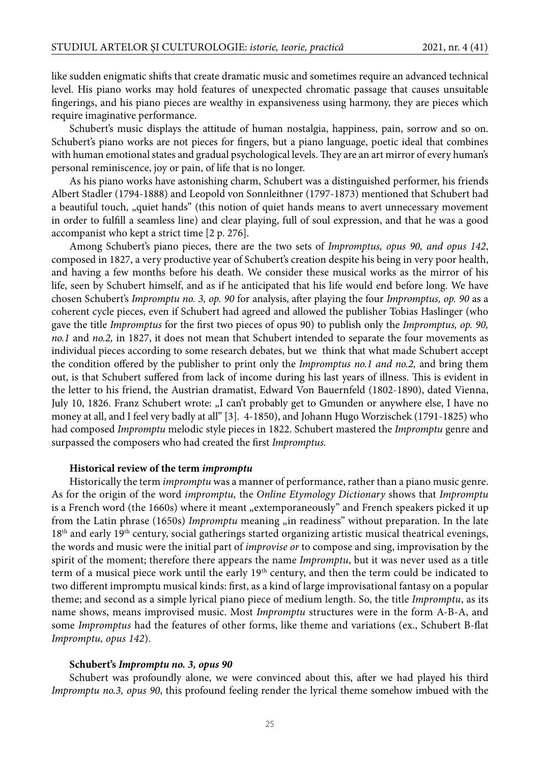like sudden enigmatic shifts that create dramatic music and sometimes require an advanced technical level. His piano works may hold features of unexpected chromatic passage that causes unsuitable fingerings, and his piano pieces are wealthy in expansiveness using harmony, they are pieces which require imaginative performance.

Schubert's music displays the attitude of human nostalgia, happiness, pain, sorrow and so on. Schubert's piano works are not pieces for fingers, but a piano language, poetic ideal that combines with human emotional states and gradual psychological levels. They are an art mirror of every human's personal reminiscence, joy or pain, of life that is no longer.

As his piano works have astonishing charm, Schubert was a distinguished performer, his friends Albert Stadler (1794-1888) and Leopold von Sonnleithner (1797-1873) mentioned that Schubert had a beautiful touch, „quiet hands" (this notion of quiet hands means to avert unnecessary movement in order to fulfill a seamless line) and clear playing, full of soul expression, and that he was a good accompanist who kept a strict time [2 p. 276].

Among Schubert's piano pieces, there are the two sets of *Impromptus, opus 90, and opus 142*, composed in 1827, a very productive year of Schubert's creation despite his being in very poor health, and having a few months before his death. We consider these musical works as the mirror of his life, seen by Schubert himself, and as if he anticipated that his life would end before long. We have chosen Schubert's *Impromptu no. 3, op. 90* for analysis, after playing the four *Impromptus, op. 90* as a coherent cycle pieces, even if Schubert had agreed and allowed the publisher Tobias Haslinger (who gave the title *Impromptus* for the first two pieces of opus 90) to publish only the *Impromptus, op. 90, no.1* and *no.2,* in 1827, it does not mean that Schubert intended to separate the four movements as individual pieces according to some research debates, but we think that what made Schubert accept the condition offered by the publisher to print only the *Impromptus no.1 and no.2,* and bring them out, is that Schubert suffered from lack of income during his last years of illness. This is evident in the letter to his friend, the Austrian dramatist, Edward Von Bauernfeld (1802-1890), dated Vienna, July 10, 1826. Franz Schubert wrote: „I can't probably get to Gmunden or anywhere else, I have no money at all, and I feel very badly at all" [3]. 4-1850), and Johann Hugo Worzischek (1791-1825) who had composed *Impromptu* melodic style pieces in 1822. Schubert mastered the *Impromptu* genre and surpassed the composers who had created the first *Impromptus.*

**Historical review of the term *impromptu***

Historically the term *impromptu* was a manner of performance, rather than a piano music genre. As for the origin of the word *impromptu,* the *Online Etymology Dictionary* shows that *Impromptu* is a French word (the 1660s) where it meant „extemporaneously" and French speakers picked it up from the Latin phrase (1650s) *Impromptu* meaning „in readiness" without preparation. In the late 18th and early 19th century, social gatherings started organizing artistic musical theatrical evenings, the words and music were the initial part of *improvise or* to compose and sing, improvisation by the spirit of the moment; therefore there appears the name *Impromptu*, but it was never used as a title term of a musical piece work until the early 19th century, and then the term could be indicated to two different impromptu musical kinds: first, as a kind of large improvisational fantasy on a popular theme; and second as a simple lyrical piano piece of medium length. So, the title *Impromptu*, as its name shows, means improvised music. Most *Impromptu* structures were in the form A-B-A, and some *Impromptus* had the features of other forms, like theme and variations (ex., Schubert B-flat *Impromptu, opus 142*).

**Schubert's *Impromptu no. 3, opus 90***

Schubert was profoundly alone, we were convinced about this, after we had played his third *Impromptu no.3, opus 90*, this profound feeling render the lyrical theme somehow imbued with the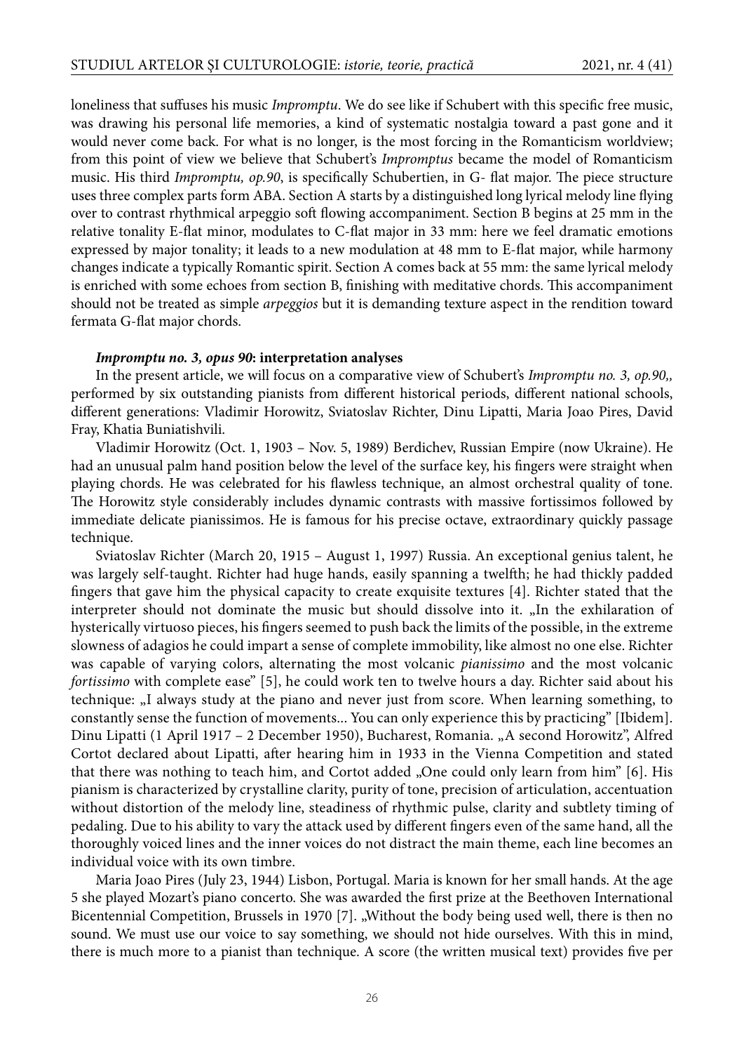loneliness that suffuses his music *Impromptu*. We do see like if Schubert with this specific free music, was drawing his personal life memories, a kind of systematic nostalgia toward a past gone and it would never come back. For what is no longer, is the most forcing in the Romanticism worldview; from this point of view we believe that Schubert's *Impromptus* became the model of Romanticism music. His third *Impromptu, op.90*, is specifically Schubertien, in G- flat major. The piece structure uses three complex parts form ABA. Section A starts by a distinguished long lyrical melody line flying over to contrast rhythmical arpeggio soft flowing accompaniment. Section B begins at 25 mm in the relative tonality E-flat minor, modulates to C-flat major in 33 mm: here we feel dramatic emotions expressed by major tonality; it leads to a new modulation at 48 mm to E-flat major, while harmony changes indicate a typically Romantic spirit. Section A comes back at 55 mm: the same lyrical melody is enriched with some echoes from section B, finishing with meditative chords. This accompaniment should not be treated as simple *arpeggios* but it is demanding texture aspect in the rendition toward fermata G-flat major chords.

### *Impromptu no. 3, opus 90*: interpretation analyses

In the present article, we will focus on a comparative view of Schubert's *Impromptu no. 3, op.90,,* performed by six outstanding pianists from different historical periods, different national schools, different generations: Vladimir Horowitz, Sviatoslav Richter, Dinu Lipatti, Maria Joao Pires, David Fray, Khatia Buniatishvili.

Vladimir Horowitz (Oct. 1, 1903 – Nov. 5, 1989) Berdichev, Russian Empire (now Ukraine). He had an unusual palm hand position below the level of the surface key, his fingers were straight when playing chords. He was celebrated for his flawless technique, an almost orchestral quality of tone. The Horowitz style considerably includes dynamic contrasts with massive fortissimos followed by immediate delicate pianissimos. He is famous for his precise octave, extraordinary quickly passage technique.

Sviatoslav Richter (March 20, 1915 – August 1, 1997) Russia. An exceptional genius talent, he was largely self-taught. Richter had huge hands, easily spanning a twelfth; he had thickly padded fingers that gave him the physical capacity to create exquisite textures [4]. Richter stated that the interpreter should not dominate the music but should dissolve into it. „In the exhilaration of hysterically virtuoso pieces, his fingers seemed to push back the limits of the possible, in the extreme slowness of adagios he could impart a sense of complete immobility, like almost no one else. Richter was capable of varying colors, alternating the most volcanic *pianissimo* and the most volcanic *fortissimo* with complete ease" [5], he could work ten to twelve hours a day. Richter said about his technique: „I always study at the piano and never just from score. When learning something, to constantly sense the function of movements... You can only experience this by practicing" [Ibidem]. Dinu Lipatti (1 April 1917 – 2 December 1950), Bucharest, Romania. „A second Horowitz", Alfred Cortot declared about Lipatti, after hearing him in 1933 in the Vienna Competition and stated that there was nothing to teach him, and Cortot added „One could only learn from him" [6]. His pianism is characterized by crystalline clarity, purity of tone, precision of articulation, accentuation without distortion of the melody line, steadiness of rhythmic pulse, clarity and subtlety timing of pedaling. Due to his ability to vary the attack used by different fingers even of the same hand, all the thoroughly voiced lines and the inner voices do not distract the main theme, each line becomes an individual voice with its own timbre.

Maria Joao Pires (July 23, 1944) Lisbon, Portugal. Maria is known for her small hands. At the age 5 she played Mozart's piano concerto. She was awarded the first prize at the Beethoven International Bicentennial Competition, Brussels in 1970 [7]. „Without the body being used well, there is then no sound. We must use our voice to say something, we should not hide ourselves. With this in mind, there is much more to a pianist than technique. A score (the written musical text) provides five per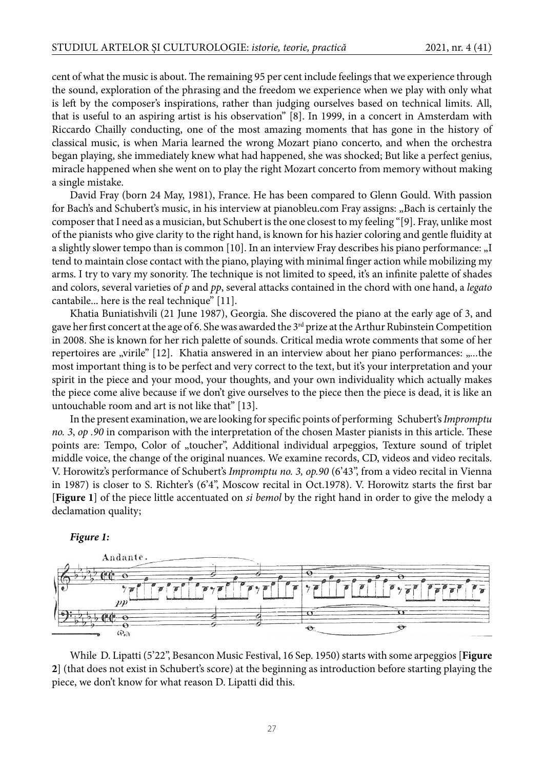cent of what the music is about. The remaining 95 per cent include feelings that we experience through the sound, exploration of the phrasing and the freedom we experience when we play with only what is left by the composer's inspirations, rather than judging ourselves based on technical limits. All, that is useful to an aspiring artist is his observation" [8]. In 1999, in a concert in Amsterdam with Riccardo Chailly conducting, one of the most amazing moments that has gone in the history of classical music, is when Maria learned the wrong Mozart piano concerto, and when the orchestra began playing, she immediately knew what had happened, she was shocked; But like a perfect genius, miracle happened when she went on to play the right Mozart concerto from memory without making a single mistake.

David Fray (born 24 May, 1981), France. He has been compared to Glenn Gould. With passion for Bach's and Schubert's music, in his interview at pianobleu.com Fray assigns: „Bach is certainly the composer that I need as a musician, but Schubert is the one closest to my feeling "[9]. Fray, unlike most of the pianists who give clarity to the right hand, is known for his hazier coloring and gentle fluidity at a slightly slower tempo than is common [10]. In an interview Fray describes his piano performance: „I tend to maintain close contact with the piano, playing with minimal finger action while mobilizing my arms. I try to vary my sonority. The technique is not limited to speed, it's an infinite palette of shades and colors, several varieties of *p* and *pp*, several attacks contained in the chord with one hand, a *legato* cantabile... here is the real technique" [11].

Khatia Buniatishvili (21 June 1987), Georgia. She discovered the piano at the early age of 3, and gave her first concert at the age of 6. She was awarded the 3rd prize at the Arthur Rubinstein Competition in 2008. She is known for her rich palette of sounds. Critical media wrote comments that some of her repertoires are „virile" [12]. Khatia answered in an interview about her piano performances: „...the most important thing is to be perfect and very correct to the text, but it's your interpretation and your spirit in the piece and your mood, your thoughts, and your own individuality which actually makes the piece come alive because if we don't give ourselves to the piece then the piece is dead, it is like an untouchable room and art is not like that" [13].

In the present examination, we are looking for specific points of performing Schubert's *Impromptu no. 3*, *op .90* in comparison with the interpretation of the chosen Master pianists in this article. These points are: Tempo, Color of „toucher", Additional individual arpeggios, Texture sound of triplet middle voice, the change of the original nuances. We examine records, CD, videos and video recitals. V. Horowitz's performance of Schubert's *Impromptu no. 3, op.90* (6'43", from a video recital in Vienna in 1987) is closer to S. Richter's (6'4", Moscow recital in Oct.1978). V. Horowitz starts the first bar [**Figure 1**] of the piece little accentuated on *si bemol* by the right hand in order to give the melody a declamation quality;

***Figure 1:***

While D. Lipatti (5'22", Besancon Music Festival, 16 Sep. 1950) starts with some arpeggios [**Figure 2**] (that does not exist in Schubert's score) at the beginning as introduction before starting playing the piece, we don't know for what reason D. Lipatti did this.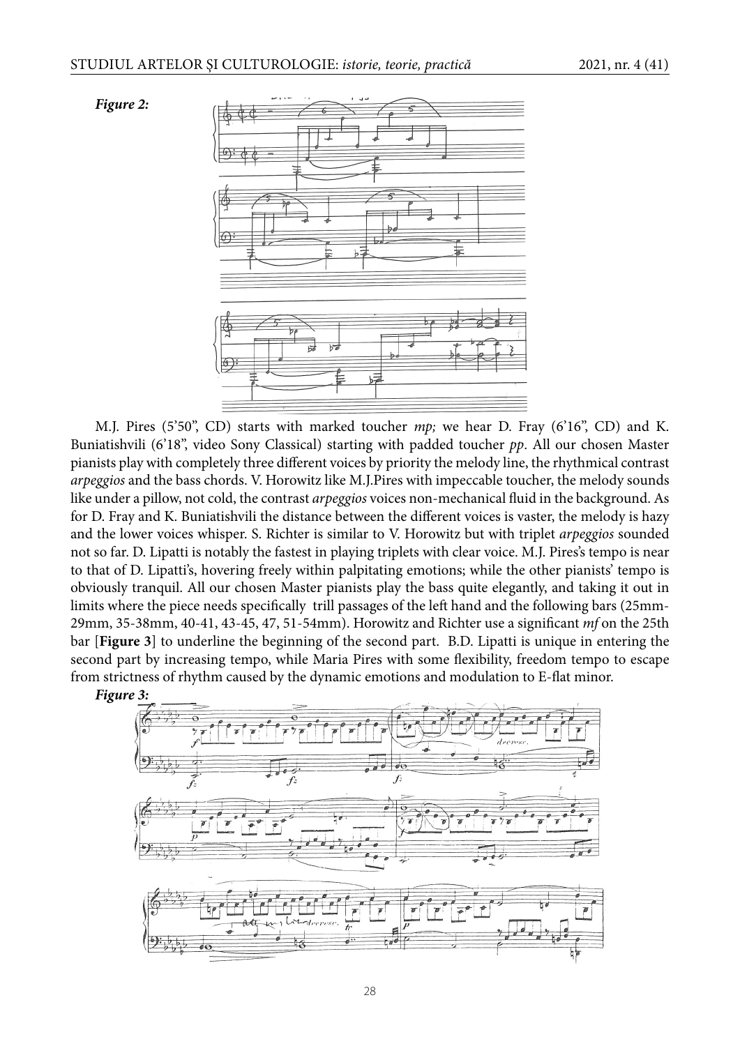***Figure 2:***

M.J. Pires (5'50", CD) starts with marked toucher *mp;* we hear D. Fray (6'16", CD) and K. Buniatishvili (6'18", video Sony Classical) starting with padded toucher *pp*. All our chosen Master pianists play with completely three different voices by priority the melody line, the rhythmical contrast *arpeggios* and the bass chords. V. Horowitz like M.J.Pires with impeccable toucher, the melody sounds like under a pillow, not cold, the contrast *arpeggios* voices non-mechanical fluid in the background. As for D. Fray and K. Buniatishvili the distance between the different voices is vaster, the melody is hazy and the lower voices whisper. S. Richter is similar to V. Horowitz but with triplet *arpeggios* sounded not so far. D. Lipatti is notably the fastest in playing triplets with clear voice. M.J. Pires's tempo is near to that of D. Lipatti's, hovering freely within palpitating emotions; while the other pianists' tempo is obviously tranquil. All our chosen Master pianists play the bass quite elegantly, and taking it out in limits where the piece needs specifically trill passages of the left hand and the following bars (25mm-29mm, 35-38mm, 40-41, 43-45, 47, 51-54mm). Horowitz and Richter use a significant *mf* on the 25th bar [**Figure 3**] to underline the beginning of the second part. B.D. Lipatti is unique in entering the second part by increasing tempo, while Maria Pires with some flexibility, freedom tempo to escape from strictness of rhythm caused by the dynamic emotions and modulation to E-flat minor.

***Figure 3:***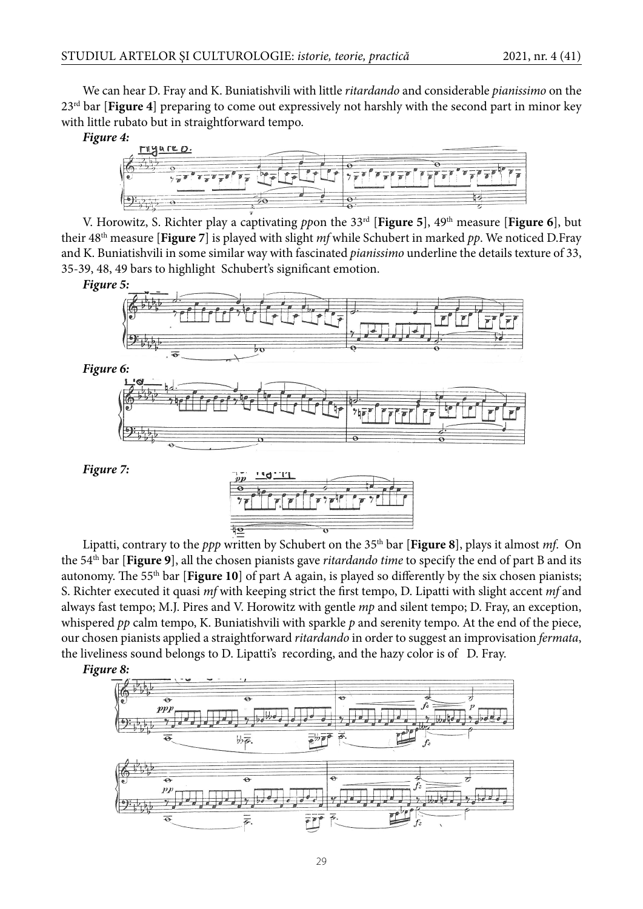We can hear D. Fray and K. Buniatishvili with little *ritardando* and considerable *pianissimo* on the 23rd bar [**Figure 4**] preparing to come out expressively not harshly with the second part in minor key with little rubato but in straightforward tempo.

***Figure 4:***

V. Horowitz, S. Richter play a captivating *pp*on the 33rd [**Figure 5**], 49th measure [**Figure 6**], but their 48th measure [**Figure 7**] is played with slight *mf* while Schubert in marked *pp*. We noticed D.Fray and K. Buniatishvili in some similar way with fascinated *pianissimo* underline the details texture of 33, 35-39, 48, 49 bars to highlight Schubert's significant emotion.

***Figure 5:***

***Figure 6:***

***Figure 7:***

Lipatti, contrary to the *ppp* written by Schubert on the 35th bar [**Figure 8**], plays it almost *mf*. On the 54th bar [**Figure 9**], all the chosen pianists gave *ritardando time* to specify the end of part B and its autonomy. The 55th bar [**Figure 10**] of part A again, is played so differently by the six chosen pianists; S. Richter executed it quasi *mf* with keeping strict the first tempo, D. Lipatti with slight accent *mf* and always fast tempo; M.J. Pires and V. Horowitz with gentle *mp* and silent tempo; D. Fray, an exception, whispered *pp* calm tempo, K. Buniatishvili with sparkle *p* and serenity tempo. At the end of the piece, our chosen pianists applied a straightforward *ritardando* in order to suggest an improvisation *fermata*, the liveliness sound belongs to D. Lipatti's recording, and the hazy color is of D. Fray.

***Figure 8:***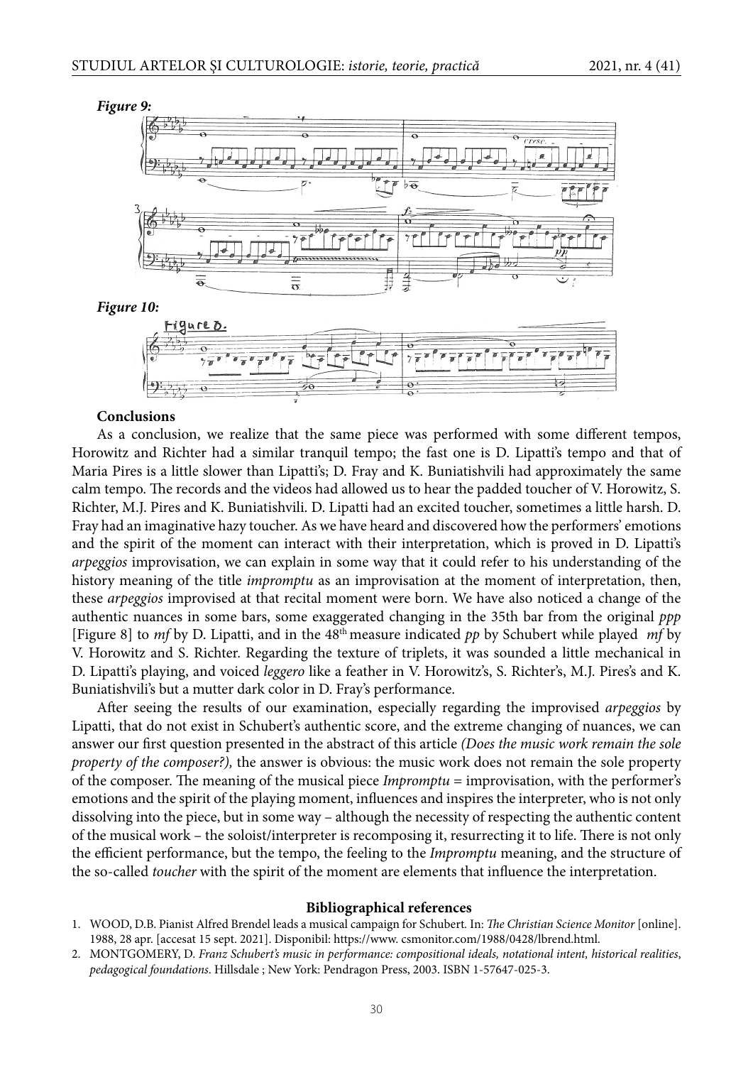***Figure 9:***

***Figure 10:***

**Conclusions**

As a conclusion, we realize that the same piece was performed with some different tempos, Horowitz and Richter had a similar tranquil tempo; the fast one is D. Lipatti's tempo and that of Maria Pires is a little slower than Lipatti's; D. Fray and K. Buniatishvili had approximately the same calm tempo. The records and the videos had allowed us to hear the padded toucher of V. Horowitz, S. Richter, M.J. Pires and K. Buniatishvili. D. Lipatti had an excited toucher, sometimes a little harsh. D. Fray had an imaginative hazy toucher. As we have heard and discovered how the performers' emotions and the spirit of the moment can interact with their interpretation, which is proved in D. Lipatti's *arpeggios* improvisation, we can explain in some way that it could refer to his understanding of the history meaning of the title *impromptu* as an improvisation at the moment of interpretation, then, these *arpeggios* improvised at that recital moment were born. We have also noticed a change of the authentic nuances in some bars, some exaggerated changing in the 35th bar from the original *ppp* [Figure 8] to *mf* by D. Lipatti, and in the 48th measure indicated *pp* by Schubert while played *mf* by V. Horowitz and S. Richter. Regarding the texture of triplets, it was sounded a little mechanical in D. Lipatti's playing, and voiced *leggero* like a feather in V. Horowitz's, S. Richter's, M.J. Pires's and K. Buniatishvili's but a mutter dark color in D. Fray's performance.

After seeing the results of our examination, especially regarding the improvised *arpeggios* by Lipatti, that do not exist in Schubert's authentic score, and the extreme changing of nuances, we can answer our first question presented in the abstract of this article *(Does the music work remain the sole property of the composer?),* the answer is obvious: the music work does not remain the sole property of the composer. The meaning of the musical piece *Impromptu* = improvisation, with the performer's emotions and the spirit of the playing moment, influences and inspires the interpreter, who is not only dissolving into the piece, but in some way – although the necessity of respecting the authentic content of the musical work – the soloist/interpreter is recomposing it, resurrecting it to life. There is not only the efficient performance, but the tempo, the feeling to the *Impromptu* meaning, and the structure of the so-called *toucher* with the spirit of the moment are elements that influence the interpretation.

**Bibliographical references**

1. WOOD, D.B. Pianist Alfred Brendel leads a musical campaign for Schubert. In: *The Christian Science Monitor* [online]. 1988, 28 apr. [accesat 15 sept. 2021]. Disponibil: https://www. csmonitor.com/1988/0428/lbrend.html.
2. MONTGOMERY, D. *Franz Schubert's music in performance: compositional ideals, notational intent, historical realities, pedagogical foundations*. Hillsdale ; New York: Pendragon Press, 2003. ISBN 1-57647-025-3.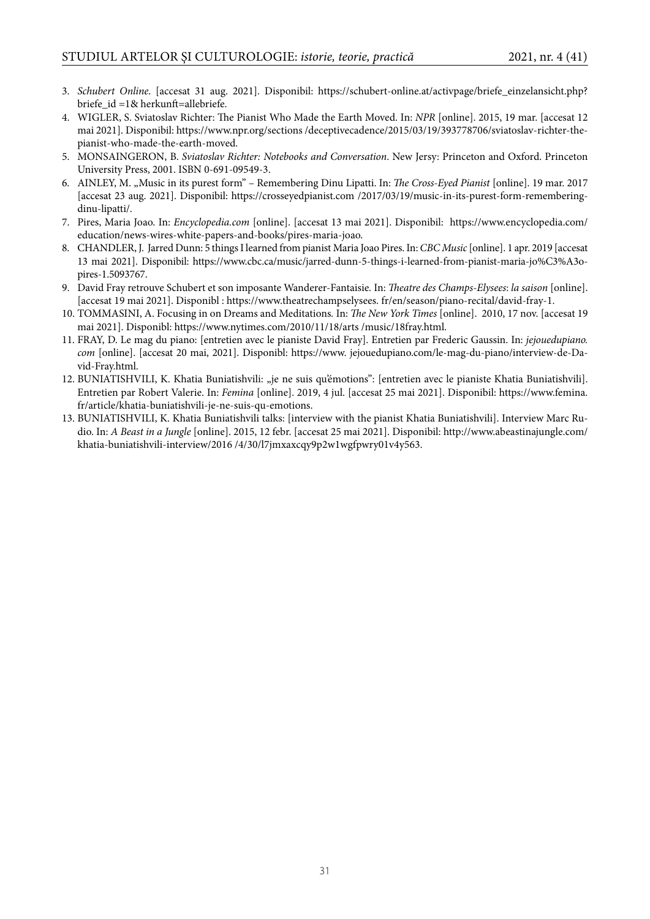3. *Schubert Online*. [accesat 31 aug. 2021]. Disponibil: https://schubert-online.at/activpage/briefe_einzelansicht.php?briefe_id =1& herkunft=allebriefe.
4. WIGLER, S. Sviatoslav Richter: The Pianist Who Made the Earth Moved. In: *NPR* [online]. 2015, 19 mar. [accesat 12 mai 2021]. Disponibil: https://www.npr.org/sections /deceptivecadence/2015/03/19/393778706/sviatoslav-richter-the-pianist-who-made-the-earth-moved.
5. MONSAINGERON, B. *Sviatoslav Richter: Notebooks and Conversation*. New Jersy: Princeton and Oxford. Princeton University Press, 2001. ISBN 0-691-09549-3.
6. AINLEY, M. „Music in its purest form" – Remembering Dinu Lipatti. In: *The Cross-Eyed Pianist* [online]. 19 mar. 2017 [accesat 23 aug. 2021]. Disponibil: https://crosseyedpianist.com /2017/03/19/music-in-its-purest-form-remembering-dinu-lipatti/.
7. Pires, Maria Joao. In: *Encyclopedia.com* [online]. [accesat 13 mai 2021]. Disponibil: https://www.encyclopedia.com/education/news-wires-white-papers-and-books/pires-maria-joao.
8. CHANDLER, J. Jarred Dunn: 5 things I learned from pianist Maria Joao Pires. In: *CBC Music* [online]. 1 apr. 2019 [accesat 13 mai 2021]. Disponibil: https://www.cbc.ca/music/jarred-dunn-5-things-i-learned-from-pianist-maria-jo%C3%A3o-pires-1.5093767.
9. David Fray retrouve Schubert et son imposante Wanderer-Fantaisie. In: *Theatre des Champs-Elysees*: *la saison* [online]. [accesat 19 mai 2021]. Disponibl : https://www.theatrechampselysees. fr/en/season/piano-recital/david-fray-1.
10. TOMMASINI, A. Focusing in on Dreams and Meditations. In: *The New York Times* [online]. 2010, 17 nov. [accesat 19 mai 2021]. Disponibl: https://www.nytimes.com/2010/11/18/arts /music/18fray.html.
11. FRAY, D. Le mag du piano: [entretien avec le pianiste David Fray]. Entretien par Frederic Gaussin. In: *jejouedupiano.com* [online]. [accesat 20 mai, 2021]. Disponibl: https://www. jejouedupiano.com/le-mag-du-piano/interview-de-David-Fray.html.
12. BUNIATISHVILI, K. Khatia Buniatishvili: „je ne suis qu'émotions": [entretien avec le pianiste Khatia Buniatishvili]. Entretien par Robert Valerie. In: *Femina* [online]. 2019, 4 jul. [accesat 25 mai 2021]. Disponibil: https://www.femina.fr/article/khatia-buniatishvili-je-ne-suis-qu-emotions.
13. BUNIATISHVILI, K. Khatia Buniatishvili talks: [interview with the pianist Khatia Buniatishvili]. Interview Marc Rudio. In: *A Beast in a Jungle* [online]. 2015, 12 febr. [accesat 25 mai 2021]. Disponibil: http://www.abeastinajungle.com/khatia-buniatishvili-interview/2016 /4/30/l7jmxaxcqy9p2w1wgfpwry01v4y563.